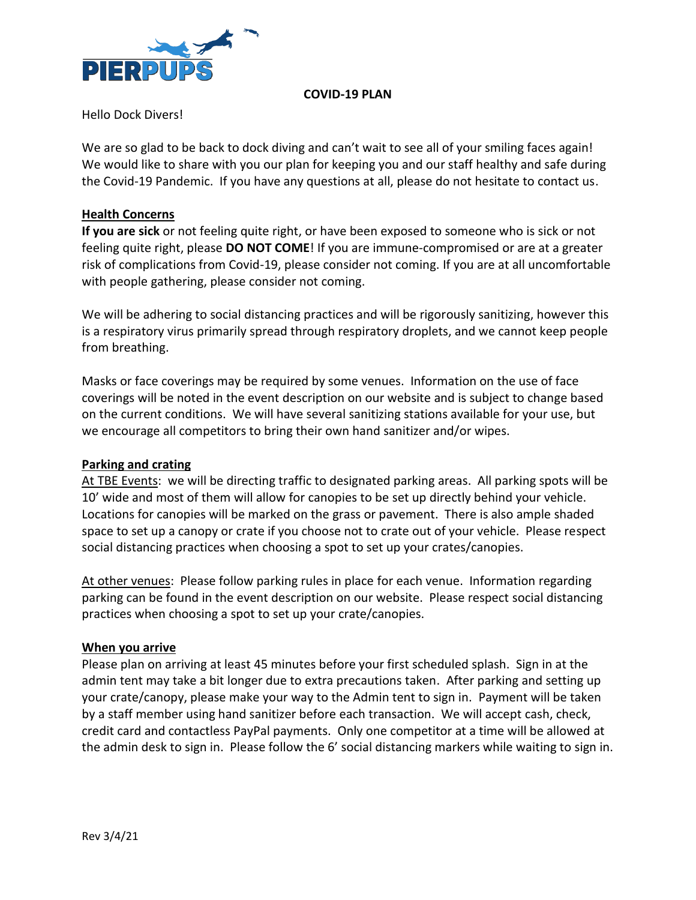PIERPUPS

# COVID-19 PLAN

Hello Dock Divers!

We are so glad to be back to dock diving and can't wait to see all of your smiling faces again! We would like to share with you our plan for keeping you and our staff healthy and safe during the Covid-19 Pandemic. If you have any questions at all, please do not hesitate to contact us.

## Health Concerns

**If you are sick** or not feeling quite right, or have been exposed to someone who is sick or not feeling quite right, please **DO NOT COME**! If you are immune-compromised or are at a greater risk of complications from Covid-19, please consider not coming. If you are at all uncomfortable with people gathering, please consider not coming.

We will be adhering to social distancing practices and will be rigorously sanitizing, however this is a respiratory virus primarily spread through respiratory droplets, and we cannot keep people from breathing.

Masks or face coverings may be required by some venues. Information on the use of face coverings will be noted in the event description on our website and is subject to change based on the current conditions. We will have several sanitizing stations available for your use, but we encourage all competitors to bring their own hand sanitizer and/or wipes.

## Parking and crating

At TBE Events: we will be directing traffic to designated parking areas. All parking spots will be 10' wide and most of them will allow for canopies to be set up directly behind your vehicle. Locations for canopies will be marked on the grass or pavement. There is also ample shaded space to set up a canopy or crate if you choose not to crate out of your vehicle. Please respect social distancing practices when choosing a spot to set up your crates/canopies.

At other venues: Please follow parking rules in place for each venue. Information regarding parking can be found in the event description on our website. Please respect social distancing practices when choosing a spot to set up your crate/canopies.

## When you arrive

Please plan on arriving at least 45 minutes before your first scheduled splash. Sign in at the admin tent may take a bit longer due to extra precautions taken. After parking and setting up your crate/canopy, please make your way to the Admin tent to sign in. Payment will be taken by a staff member using hand sanitizer before each transaction. We will accept cash, check, credit card and contactless PayPal payments. Only one competitor at a time will be allowed at the admin desk to sign in. Please follow the 6' social distancing markers while waiting to sign in.

Rev 3/4/21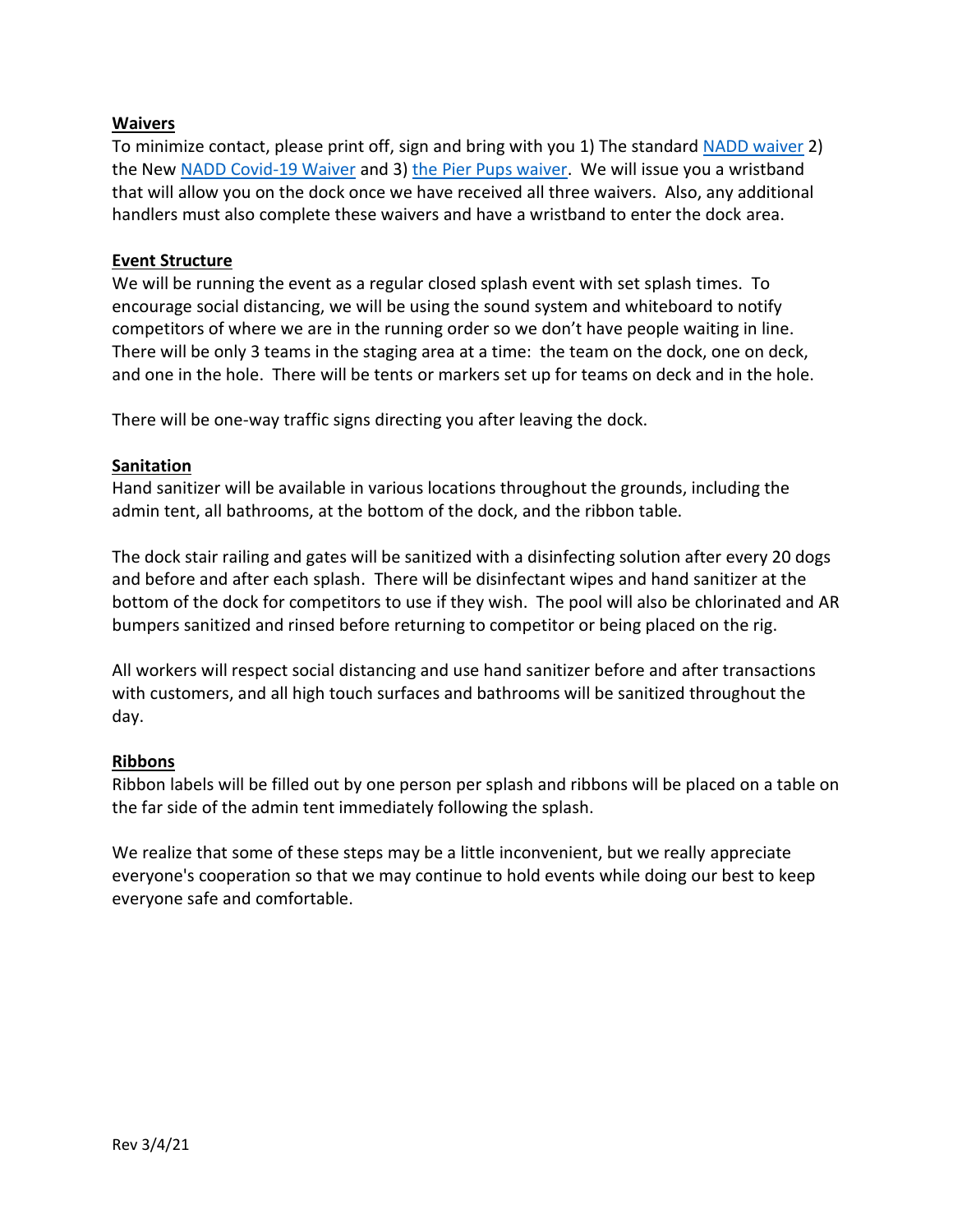**Waivers**

To minimize contact, please print off, sign and bring with you 1) The standard NADD waiver 2) the New NADD Covid-19 Waiver and 3) the Pier Pups waiver. We will issue you a wristband that will allow you on the dock once we have received all three waivers. Also, any additional handlers must also complete these waivers and have a wristband to enter the dock area.

**Event Structure**

We will be running the event as a regular closed splash event with set splash times. To encourage social distancing, we will be using the sound system and whiteboard to notify competitors of where we are in the running order so we don't have people waiting in line. There will be only 3 teams in the staging area at a time: the team on the dock, one on deck, and one in the hole. There will be tents or markers set up for teams on deck and in the hole.

There will be one-way traffic signs directing you after leaving the dock.

**Sanitation**

Hand sanitizer will be available in various locations throughout the grounds, including the admin tent, all bathrooms, at the bottom of the dock, and the ribbon table.

The dock stair railing and gates will be sanitized with a disinfecting solution after every 20 dogs and before and after each splash. There will be disinfectant wipes and hand sanitizer at the bottom of the dock for competitors to use if they wish. The pool will also be chlorinated and AR bumpers sanitized and rinsed before returning to competitor or being placed on the rig.

All workers will respect social distancing and use hand sanitizer before and after transactions with customers, and all high touch surfaces and bathrooms will be sanitized throughout the day.

**Ribbons**

Ribbon labels will be filled out by one person per splash and ribbons will be placed on a table on the far side of the admin tent immediately following the splash.

We realize that some of these steps may be a little inconvenient, but we really appreciate everyone's cooperation so that we may continue to hold events while doing our best to keep everyone safe and comfortable.

Rev 3/4/21